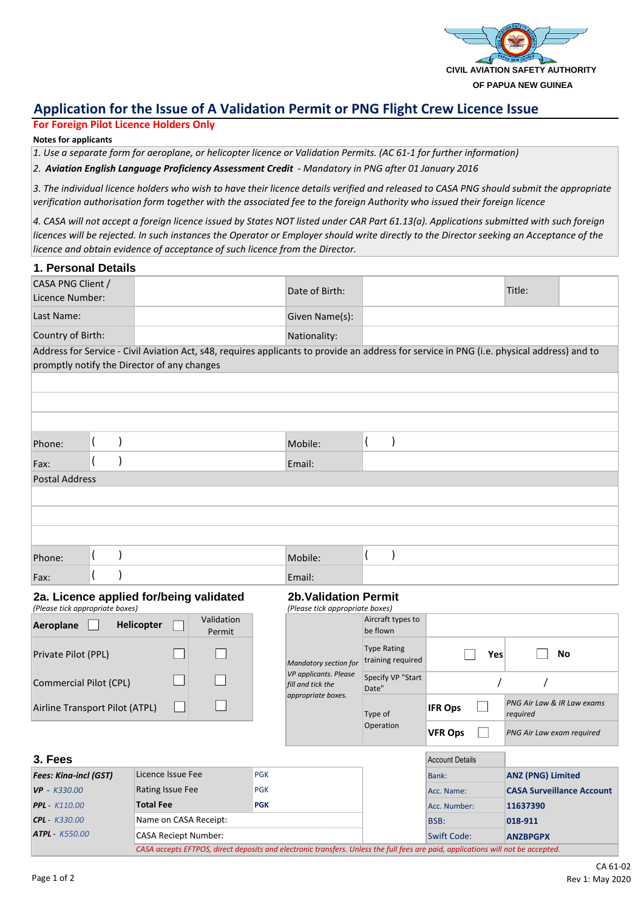CIVIL AVIATION SAFETY AUTHORITY
OF PAPUA NEW GUINEA

# Application for the Issue of A Validation Permit or PNG Flight Crew Licence Issue

**For Foreign Pilot Licence Holders Only**

**Notes for applicants**

*1. Use a separate form for aeroplane, or helicopter licence or Validation Permits. (AC 61-1 for further information)*

*2. **Aviation English Language Proficiency Assessment Credit** - Mandatory in PNG after 01 January 2016*

*3. The individual licence holders who wish to have their licence details verified and released to CASA PNG should submit the appropriate verification authorisation form together with the associated fee to the foreign Authority who issued their foreign licence*

*4. CASA will not accept a foreign licence issued by States NOT listed under CAR Part 61.13(a). Applications submitted with such foreign licences will be rejected. In such instances the Operator or Employer should write directly to the Director seeking an Acceptance of the licence and obtain evidence of acceptance of such licence from the Director.*

## 1. Personal Details

| CASA PNG Client / Licence Number: | | Date of Birth: | | Title: | |
|---|---|---|---|---|---|
| Last Name: | | Given Name(s): | | | |
| Country of Birth: | | Nationality: | | | |

Address for Service - Civil Aviation Act, s48, requires applicants to provide an address for service in PNG (i.e. physical address) and to promptly notify the Director of any changes

| | | | |
|---|---|---|---|
| | | | |
| | | | |
| | | | |
| Phone: | (     ) | Mobile: | (     ) |
| Fax: | (     ) | Email: | |

Postal Address

| | | | |
|---|---|---|---|
| | | | |
| | | | |
| | | | |
| Phone: | (     ) | Mobile: | (     ) |
| Fax: | (     ) | Email: | |

## 2a. Licence applied for/being validated

*(Please tick appropriate boxes)*

| **Aeroplane** ☐ **Helicopter** | ☐ | Validation Permit |
|---|---|---|
| Private Pilot (PPL) | ☐ | ☐ |
| Commercial Pilot (CPL) | ☐ | ☐ |
| Airline Transport Pilot (ATPL) | ☐ | ☐ |

## 2b.Validation Permit

*(Please tick appropriate boxes)*

| *Mandatory section for VP applicants. Please fill and tick the appropriate boxes.* | | | |
|---|---|---|---|
| Aircraft types to be flown | | | |
| Type Rating training required | ☐ **Yes** | | ☐ **No** |
| Specify VP "Start Date" | / / | | |
| Type of Operation | **IFR Ops** ☐ | | *PNG Air Law & IR Law exams required* |
| | **VFR Ops** ☐ | | *PNG Air Law exam required* |

## 3. Fees

| ***Fees: Kina-incl (GST)*** | Licence Issue Fee | PGK |
|---|---|---|
| ***VP*** - *K330.00* | Rating Issue Fee | PGK |
| ***PPL*** - *K110.00* | **Total Fee** | **PGK** |
| ***CPL*** - *K330.00* | Name on CASA Receipt: | |
| ***ATPL*** - *K550.00* | CASA Reciept Number: | |

| Account Details | |
|---|---|
| Bank: | **ANZ (PNG) Limited** |
| Acc. Name: | **CASA Surveillance Account** |
| Acc. Number: | **11637390** |
| BSB: | **018-911** |
| Swift Code: | **ANZBPGPX** |

*CASA accepts EFTPOS, direct deposits and electronic transfers. Unless the full fees are paid, applications will not be accepted.*

CA 61-02
Rev 1: May 2020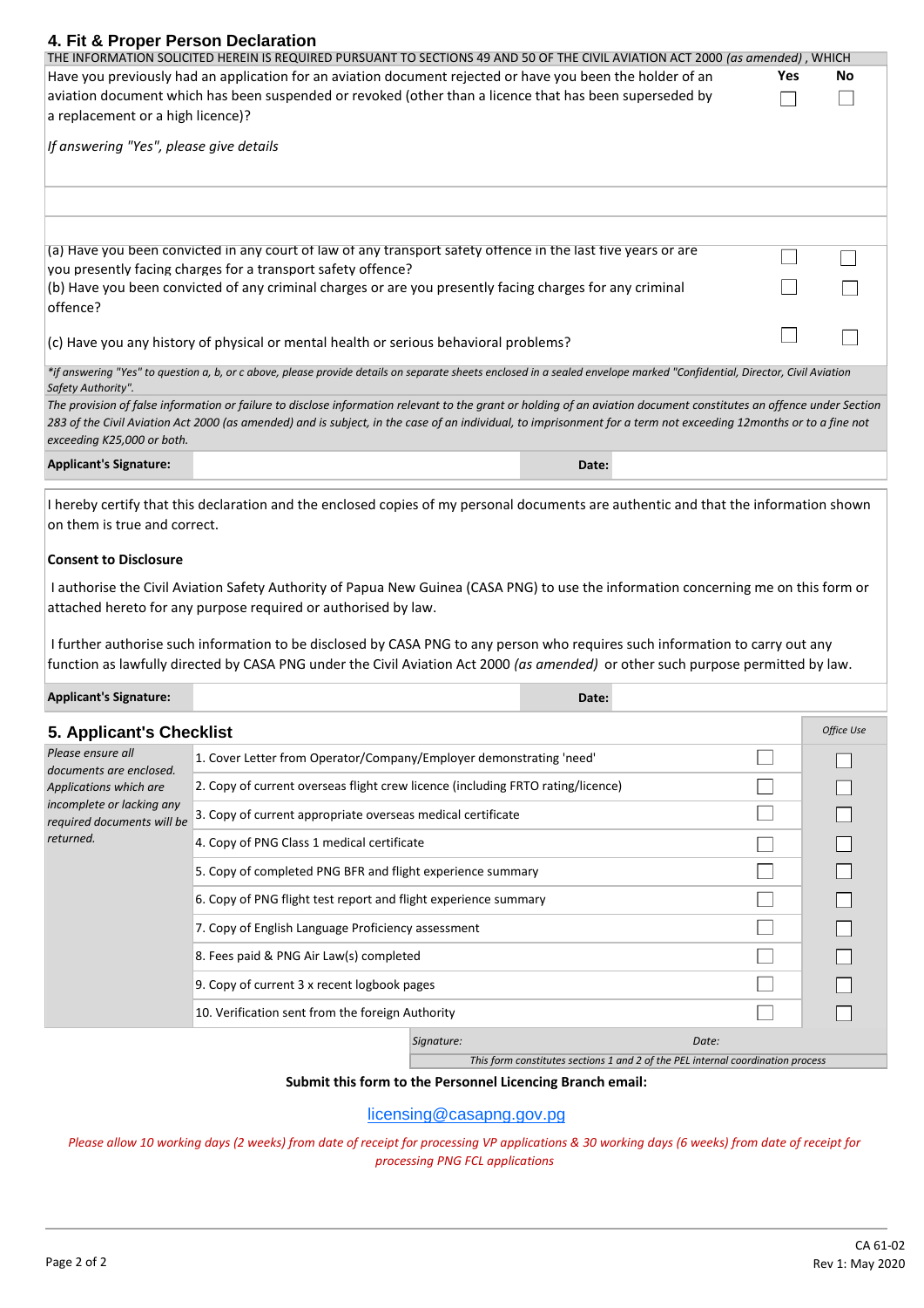## 4. Fit & Proper Person Declaration

THE INFORMATION SOLICITED HEREIN IS REQUIRED PURSUANT TO SECTIONS 49 AND 50 OF THE CIVIL AVIATION ACT 2000 *(as amended)* , WHICH

| | Yes | No |
|---|---|---|
| Have you previously had an application for an aviation document rejected or have you been the holder of an aviation document which has been suspended or revoked (other than a licence that has been superseded by a replacement or a high licence)? | ☐ | ☐ |

*If answering "Yes", please give details*

| | | |
|---|---|---|
| (a) Have you been convicted in any court of law of any transport safety offence in the last five years or are you presently facing charges for a transport safety offence? | ☐ | ☐ |
| (b) Have you been convicted of any criminal charges or are you presently facing charges for any criminal offence? | ☐ | ☐ |
| (c) Have you any history of physical or mental health or serious behavioral problems? | ☐ | ☐ |

*\*if answering "Yes" to question a, b, or c above, please provide details on separate sheets enclosed in a sealed envelope marked "Confidential, Director, Civil Aviation Safety Authority".*

*The provision of false information or failure to disclose information relevant to the grant or holding of an aviation document constitutes an offence under Section 283 of the Civil Aviation Act 2000 (as amended) and is subject, in the case of an individual, to imprisonment for a term not exceeding 12months or to a fine not exceeding K25,000 or both.*

| **Applicant's Signature:** | | **Date:** | |
|---|---|---|---|

I hereby certify that this declaration and the enclosed copies of my personal documents are authentic and that the information shown on them is true and correct.

**Consent to Disclosure**

I authorise the Civil Aviation Safety Authority of Papua New Guinea (CASA PNG) to use the information concerning me on this form or attached hereto for any purpose required or authorised by law.

I further authorise such information to be disclosed by CASA PNG to any person who requires such information to carry out any function as lawfully directed by CASA PNG under the Civil Aviation Act 2000 *(as amended)* or other such purpose permitted by law.

| **Applicant's Signature:** | | **Date:** | |
|---|---|---|---|

## 5. Applicant's Checklist

| | | | *Office Use* |
|---|---|---|---|
| *Please ensure all documents are enclosed. Applications which are incomplete or lacking any required documents will be returned.* | 1. Cover Letter from Operator/Company/Employer demonstrating 'need' | ☐ | ☐ |
| | 2. Copy of current overseas flight crew licence (including FRTO rating/licence) | ☐ | ☐ |
| | 3. Copy of current appropriate overseas medical certificate | ☐ | ☐ |
| | 4. Copy of PNG Class 1 medical certificate | ☐ | ☐ |
| | 5. Copy of completed PNG BFR and flight experience summary | ☐ | ☐ |
| | 6. Copy of PNG flight test report and flight experience summary | ☐ | ☐ |
| | 7. Copy of English Language Proficiency assessment | ☐ | ☐ |
| | 8. Fees paid & PNG Air Law(s) completed | ☐ | ☐ |
| | 9. Copy of current 3 x recent logbook pages | ☐ | ☐ |
| | 10. Verification sent from the foreign Authority | ☐ | ☐ |

*Signature:* *Date:*

*This form constitutes sections 1 and 2 of the PEL internal coordination process*

**Submit this form to the Personnel Licencing Branch email:**

licensing@casapng.gov.pg

*Please allow 10 working days (2 weeks) from date of receipt for processing VP applications & 30 working days (6 weeks) from date of receipt for processing PNG FCL applications*

CA 61-02
Rev 1: May 2020